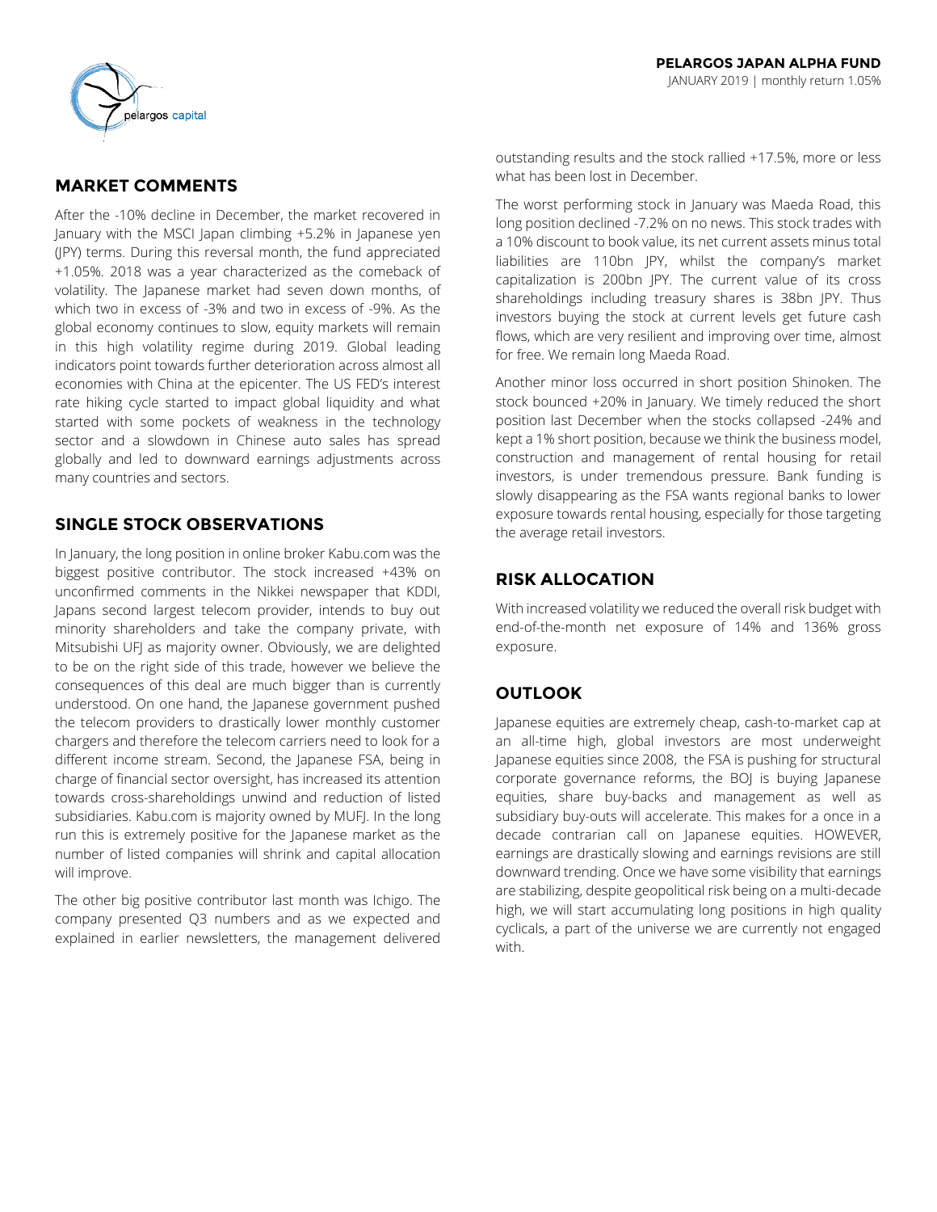**PELARGOS JAPAN ALPHA FUND**

JANUARY 2019 | monthly return 1.05%

## MARKET COMMENTS

After the -10% decline in December, the market recovered in January with the MSCI Japan climbing +5.2% in Japanese yen (JPY) terms. During this reversal month, the fund appreciated +1.05%. 2018 was a year characterized as the comeback of volatility. The Japanese market had seven down months, of which two in excess of -3% and two in excess of -9%. As the global economy continues to slow, equity markets will remain in this high volatility regime during 2019. Global leading indicators point towards further deterioration across almost all economies with China at the epicenter. The US FED's interest rate hiking cycle started to impact global liquidity and what started with some pockets of weakness in the technology sector and a slowdown in Chinese auto sales has spread globally and led to downward earnings adjustments across many countries and sectors.

## SINGLE STOCK OBSERVATIONS

In January, the long position in online broker Kabu.com was the biggest positive contributor. The stock increased +43% on unconfirmed comments in the Nikkei newspaper that KDDI, Japans second largest telecom provider, intends to buy out minority shareholders and take the company private, with Mitsubishi UFJ as majority owner. Obviously, we are delighted to be on the right side of this trade, however we believe the consequences of this deal are much bigger than is currently understood. On one hand, the Japanese government pushed the telecom providers to drastically lower monthly customer chargers and therefore the telecom carriers need to look for a different income stream. Second, the Japanese FSA, being in charge of financial sector oversight, has increased its attention towards cross-shareholdings unwind and reduction of listed subsidiaries. Kabu.com is majority owned by MUFJ. In the long run this is extremely positive for the Japanese market as the number of listed companies will shrink and capital allocation will improve.

The other big positive contributor last month was Ichigo. The company presented Q3 numbers and as we expected and explained in earlier newsletters, the management delivered outstanding results and the stock rallied +17.5%, more or less what has been lost in December.

The worst performing stock in January was Maeda Road, this long position declined -7.2% on no news. This stock trades with a 10% discount to book value, its net current assets minus total liabilities are 110bn JPY, whilst the company's market capitalization is 200bn JPY. The current value of its cross shareholdings including treasury shares is 38bn JPY. Thus investors buying the stock at current levels get future cash flows, which are very resilient and improving over time, almost for free. We remain long Maeda Road.

Another minor loss occurred in short position Shinoken. The stock bounced +20% in January. We timely reduced the short position last December when the stocks collapsed -24% and kept a 1% short position, because we think the business model, construction and management of rental housing for retail investors, is under tremendous pressure. Bank funding is slowly disappearing as the FSA wants regional banks to lower exposure towards rental housing, especially for those targeting the average retail investors.

## RISK ALLOCATION

With increased volatility we reduced the overall risk budget with end-of-the-month net exposure of 14% and 136% gross exposure.

## OUTLOOK

Japanese equities are extremely cheap, cash-to-market cap at an all-time high, global investors are most underweight Japanese equities since 2008, the FSA is pushing for structural corporate governance reforms, the BOJ is buying Japanese equities, share buy-backs and management as well as subsidiary buy-outs will accelerate. This makes for a once in a decade contrarian call on Japanese equities. HOWEVER, earnings are drastically slowing and earnings revisions are still downward trending. Once we have some visibility that earnings are stabilizing, despite geopolitical risk being on a multi-decade high, we will start accumulating long positions in high quality cyclicals, a part of the universe we are currently not engaged with.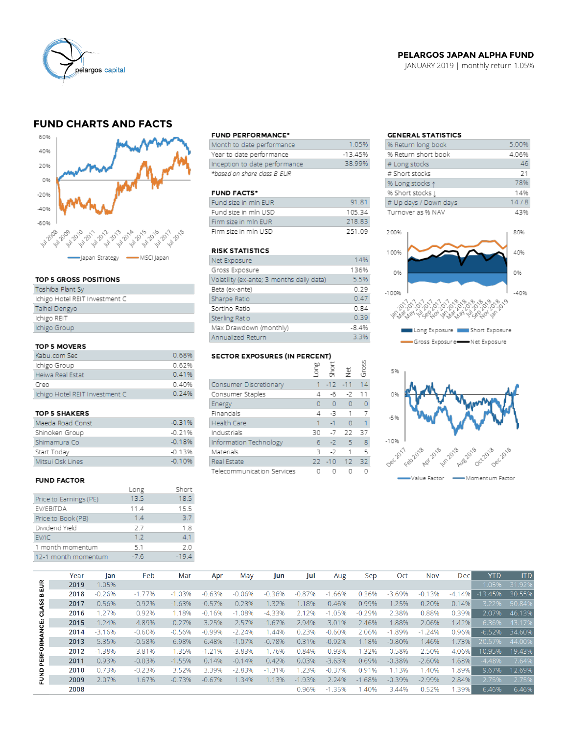# PELARGOS JAPAN ALPHA FUND

JANUARY 2019 | monthly return 1.05%

## FUND CHARTS AND FACTS

Japan Strategy — MSCI Japan

### FUND PERFORMANCE*

| | |
|---|---|
| Month to date performance | 1.05% |
| Year to date performance | -13.45% |
| Inception to date performance | 38.99% |

*based on share class B EUR

### FUND FACTS*

| | |
|---|---|
| Fund size in mln EUR | 91.81 |
| Fund size in mln USD | 105.34 |
| Firm size in mln EUR | 218.83 |
| Firm size in mln USD | 251.09 |

### GENERAL STATISTICS

| | |
|---|---|
| % Return long book | 5.00% |
| % Return short book | 4.06% |
| # Long stocks | 46 |
| # Short stocks | 21 |
| % Long stocks ↑ | 78% |
| % Short stocks ↓ | 14% |
| # Up days / Down days | 14 / 8 |
| Turnover as % NAV | 43% |

Long Exposure — Short Exposure — Gross Exposure — Net Exposure

### TOP 5 GROSS POSITIONS

- Toshiba Plant Sy
- Ichigo Hotel REIT Investment C
- Taihei Dengyo
- Ichigo REIT
- Ichigo Group

### TOP 5 MOVERS

| | |
|---|---|
| Kabu.com Sec | 0.68% |
| Ichigo Group | 0.62% |
| Heiwa Real Estat | 0.41% |
| Creo | 0.40% |
| Ichigo Hotel REIT Investment C | 0.24% |

### TOP 5 SHAKERS

| | |
|---|---|
| Maeda Road Const | -0.31% |
| Shinoken Group | -0.21% |
| Shimamura Co | -0.18% |
| Start Today | -0.13% |
| Mitsui Osk Lines | -0.10% |

### RISK STATISTICS

| | |
|---|---|
| Net Exposure | 14% |
| Gross Exposure | 136% |
| Volatility (ex-ante; 3 months daily data) | 5.5% |
| Beta (ex-ante) | 0.29 |
| Sharpe Ratio | 0.47 |
| Sortino Ratio | 0.84 |
| Sterling Ratio | 0.39 |
| Max Drawdown (monthly) | -8.4% |
| Annualized Return | 3.3% |

### SECTOR EXPOSURES (IN PERCENT)

| | Long | Short | Net | Gross |
|---|---|---|---|---|
| Consumer Discretionary | 1 | -12 | -11 | 14 |
| Consumer Staples | 4 | -6 | -2 | 11 |
| Energy | 0 | 0 | 0 | 0 |
| Financials | 4 | -3 | 1 | 7 |
| Health Care | 1 | -1 | 0 | 1 |
| Industrials | 30 | -7 | 22 | 37 |
| Information Technology | 6 | -2 | 5 | 8 |
| Materials | 3 | -2 | 1 | 5 |
| Real Estate | 22 | -10 | 12 | 32 |
| Telecommunication Services | 0 | 0 | 0 | 0 |

Value Factor — Momentum Factor

### FUND FACTOR

| | Long | Short |
|---|---|---|
| Price to Earnings (PE) | 13.5 | 18.5 |
| EV/EBITDA | 11.4 | 15.5 |
| Price to Book (PB) | 1.4 | 3.7 |
| Dividend Yield | 2.7 | 1.8 |
| EV/IC | 1.2 | 4.1 |
| 1 month momentum | 5.1 | 2.0 |
| 12-1 month momentum | -7.6 | -19.4 |

### FUND PERFORMANCE: CLASS B EUR

| Year | Jan | Feb | Mar | Apr | May | Jun | Jul | Aug | Sep | Oct | Nov | Dec | YTD | ITD |
|---|---|---|---|---|---|---|---|---|---|---|---|---|---|---|
| 2019 | 1.05% | | | | | | | | | | | | 1.05% | 31.92% |
| 2018 | -0.26% | -1.77% | -1.03% | -0.63% | -0.06% | -0.36% | -0.87% | -1.66% | 0.36% | -3.69% | -0.13% | -4.14% | -13.45% | 30.55% |
| 2017 | 0.56% | -0.92% | -1.63% | -0.57% | 0.23% | 1.32% | 1.18% | 0.46% | 0.99% | 1.25% | 0.20% | 0.14% | 3.22% | 50.84% |
| 2016 | 1.27% | 0.92% | 1.18% | -0.16% | -1.08% | -4.33% | 2.12% | -1.05% | -0.29% | 2.38% | 0.88% | 0.39% | 2.07% | 46.13% |
| 2015 | -1.24% | 4.89% | -0.27% | 3.25% | 2.57% | -1.67% | -2.94% | -3.01% | 2.46% | 1.88% | 2.06% | -1.42% | 6.36% | 43.17% |
| 2014 | -3.16% | -0.60% | -0.56% | -0.99% | -2.24% | 1.44% | 0.23% | -0.60% | 2.06% | -1.89% | -1.24% | 0.96% | -6.52% | 34.60% |
| 2013 | 5.35% | -0.58% | 6.98% | 6.48% | -1.07% | -0.78% | 0.31% | -0.92% | 1.18% | -0.80% | 1.46% | 1.73% | 20.57% | 44.00% |
| 2012 | -1.38% | 3.81% | 1.35% | -1.21% | -3.83% | 1.76% | 0.84% | 0.93% | 1.32% | 0.58% | 2.50% | 4.06% | 10.95% | 19.43% |
| 2011 | 0.93% | -0.03% | -1.55% | 0.14% | -0.14% | 0.42% | 0.03% | -3.63% | 0.69% | -0.38% | -2.60% | 1.68% | -4.48% | 7.64% |
| 2010 | 0.73% | -0.23% | 3.52% | 3.39% | -2.83% | -1.31% | 1.23% | -0.37% | 0.91% | 1.13% | 1.40% | 1.89% | 9.67% | 12.69% |
| 2009 | 2.07% | 1.67% | -0.73% | -0.67% | 1.34% | 1.13% | -1.93% | 2.24% | -1.68% | -0.39% | -2.99% | 2.84% | 2.75% | 2.75% |
| 2008 | | | | | | | 0.96% | -1.35% | 1.40% | 3.44% | 0.52% | 1.39% | 6.46% | 6.46% |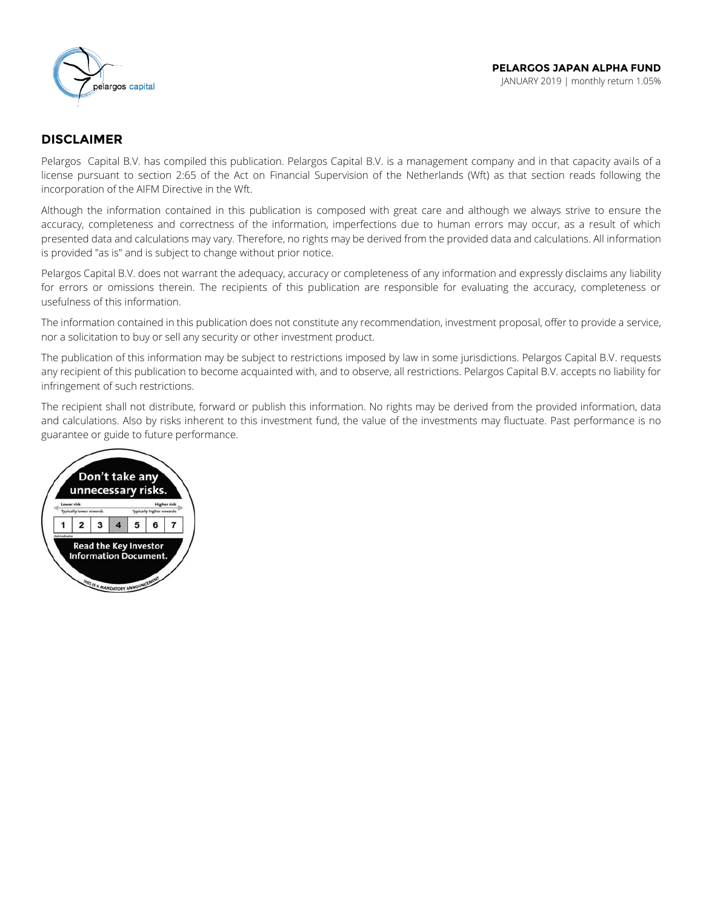## DISCLAIMER

Pelargos Capital B.V. has compiled this publication. Pelargos Capital B.V. is a management company and in that capacity avails of a license pursuant to section 2:65 of the Act on Financial Supervision of the Netherlands (Wft) as that section reads following the incorporation of the AIFM Directive in the Wft.

Although the information contained in this publication is composed with great care and although we always strive to ensure the accuracy, completeness and correctness of the information, imperfections due to human errors may occur, as a result of which presented data and calculations may vary. Therefore, no rights may be derived from the provided data and calculations. All information is provided "as is" and is subject to change without prior notice.

Pelargos Capital B.V. does not warrant the adequacy, accuracy or completeness of any information and expressly disclaims any liability for errors or omissions therein. The recipients of this publication are responsible for evaluating the accuracy, completeness or usefulness of this information.

The information contained in this publication does not constitute any recommendation, investment proposal, offer to provide a service, nor a solicitation to buy or sell any security or other investment product.

The publication of this information may be subject to restrictions imposed by law in some jurisdictions. Pelargos Capital B.V. requests any recipient of this publication to become acquainted with, and to observe, all restrictions. Pelargos Capital B.V. accepts no liability for infringement of such restrictions.

The recipient shall not distribute, forward or publish this information. No rights may be derived from the provided information, data and calculations. Also by risks inherent to this investment fund, the value of the investments may fluctuate. Past performance is no guarantee or guide to future performance.

Don't take any unnecessary risks.

Lower risk — Higher risk

Typically lower rewards — Typically higher rewards

1 2 3 4 5 6 7

risk indicator

Read the Key Investor Information Document.

THIS IS A MANDATORY ANNOUNCEMENT